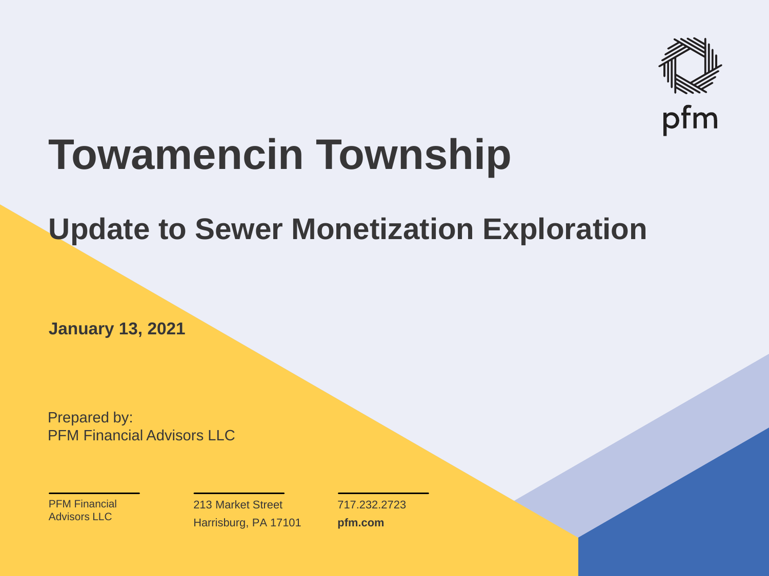pfm

# Towamencin Township

## Update to Sewer Monetization Exploration

**January 13, 2021**

Prepared by:
PFM Financial Advisors LLC

PFM Financial Advisors LLC

213 Market Street
Harrisburg, PA 17101

717.232.2723
**pfm.com**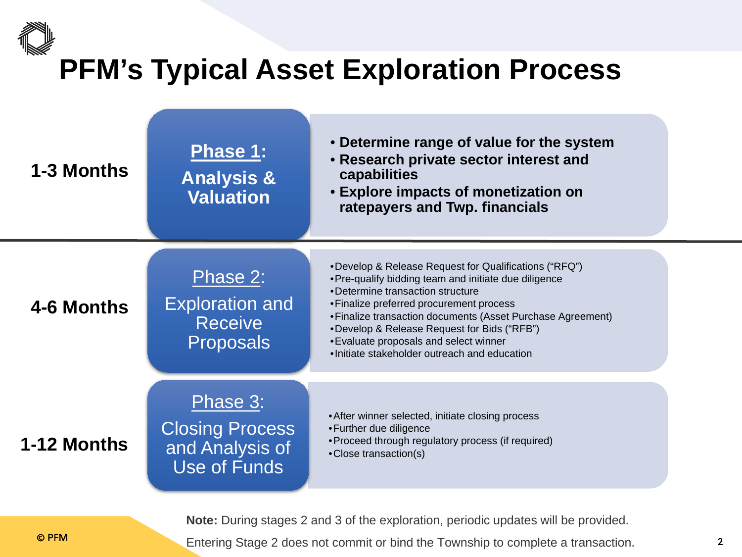# PFM's Typical Asset Exploration Process

## 1-3 Months

### Phase 1: Analysis & Valuation

- **Determine range of value for the system**
- **Research private sector interest and capabilities**
- **Explore impacts of monetization on ratepayers and Twp. financials**

## 4-6 Months

### Phase 2: Exploration and Receive Proposals

- Develop & Release Request for Qualifications ("RFQ")
- Pre-qualify bidding team and initiate due diligence
- Determine transaction structure
- Finalize preferred procurement process
- Finalize transaction documents (Asset Purchase Agreement)
- Develop & Release Request for Bids ("RFB")
- Evaluate proposals and select winner
- Initiate stakeholder outreach and education

## 1-12 Months

### Phase 3: Closing Process and Analysis of Use of Funds

- After winner selected, initiate closing process
- Further due diligence
- Proceed through regulatory process (if required)
- Close transaction(s)

**Note:** During stages 2 and 3 of the exploration, periodic updates will be provided.

Entering Stage 2 does not commit or bind the Township to complete a transaction.

© PFM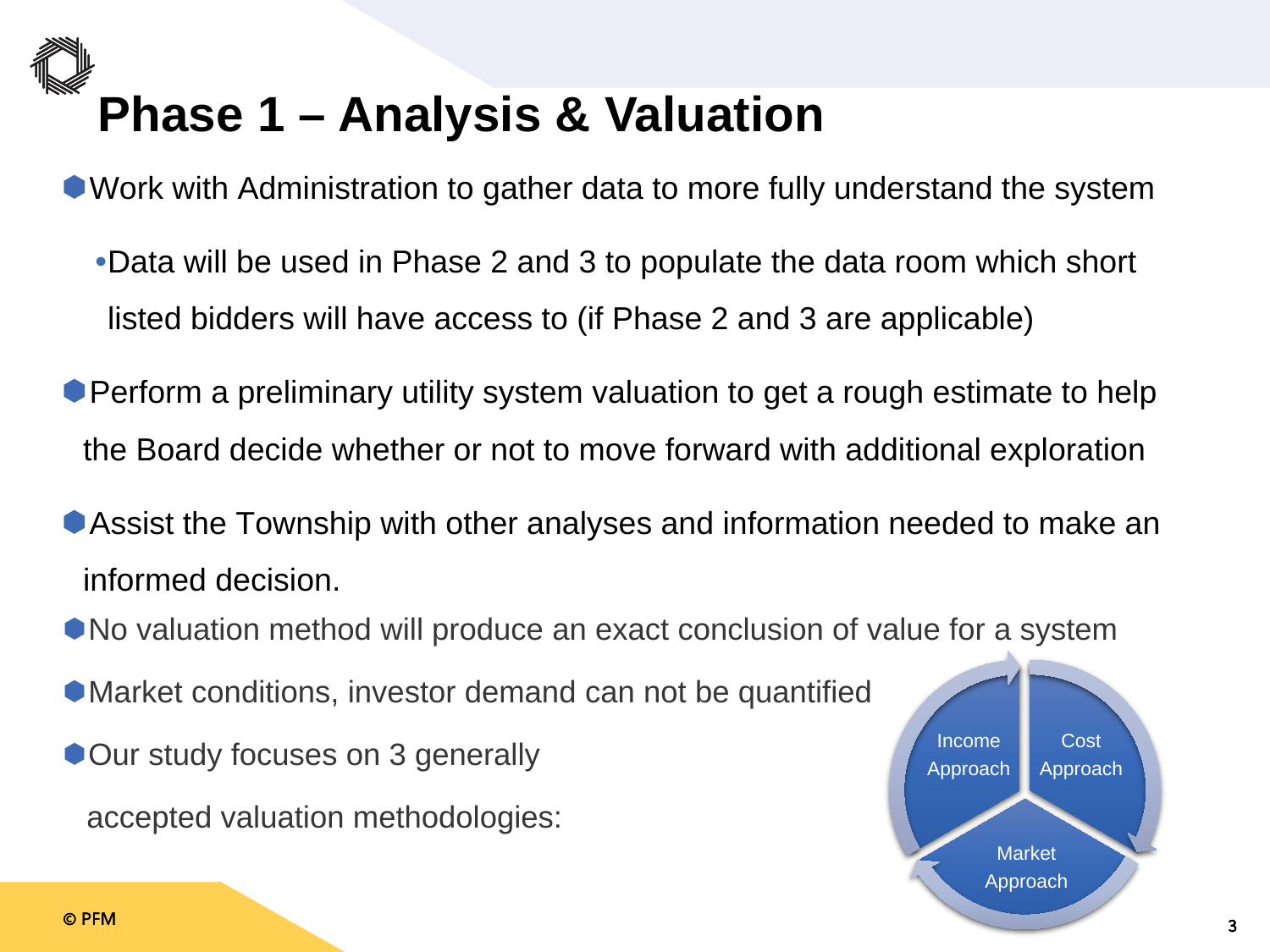# Phase 1 – Analysis & Valuation

- Work with Administration to gather data to more fully understand the system
  - Data will be used in Phase 2 and 3 to populate the data room which short listed bidders will have access to (if Phase 2 and 3 are applicable)
- Perform a preliminary utility system valuation to get a rough estimate to help the Board decide whether or not to move forward with additional exploration
- Assist the Township with other analyses and information needed to make an informed decision.
- No valuation method will produce an exact conclusion of value for a system
- Market conditions, investor demand can not be quantified
- Our study focuses on 3 generally accepted valuation methodologies:

Income Approach

Cost Approach

Market Approach

© PFM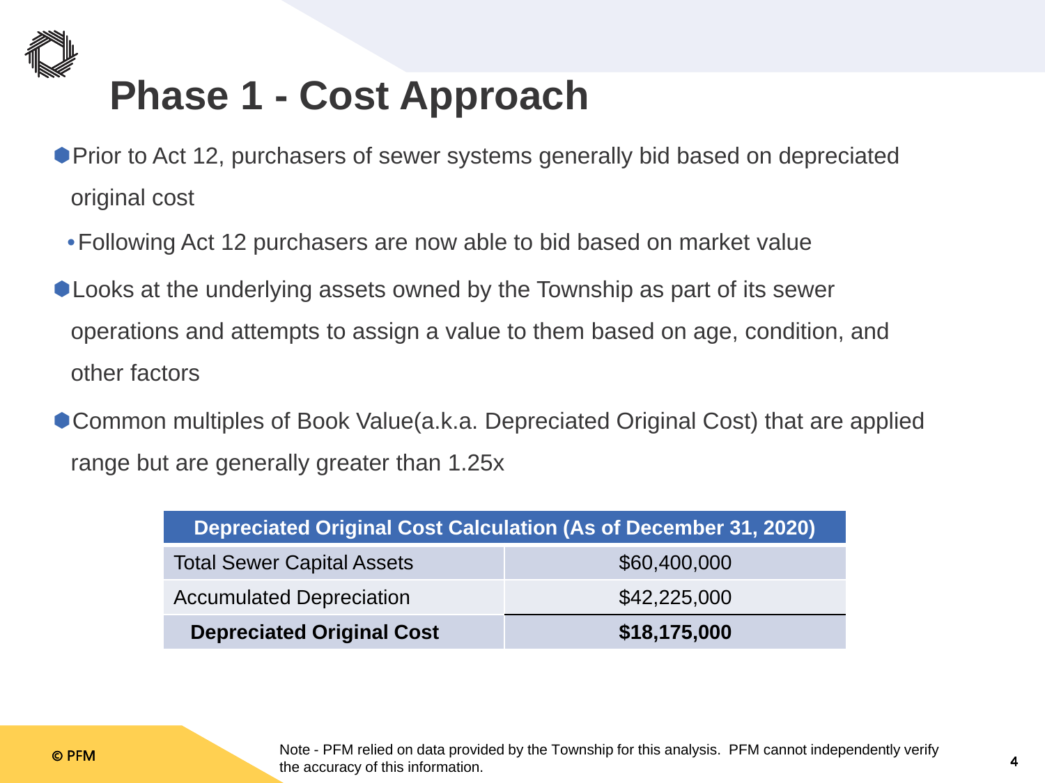# Phase 1 - Cost Approach

- Prior to Act 12, purchasers of sewer systems generally bid based on depreciated original cost
  - Following Act 12 purchasers are now able to bid based on market value
- Looks at the underlying assets owned by the Township as part of its sewer operations and attempts to assign a value to them based on age, condition, and other factors
- Common multiples of Book Value(a.k.a. Depreciated Original Cost) that are applied range but are generally greater than 1.25x

| Depreciated Original Cost Calculation (As of December 31, 2020) | |
|---|---|
| Total Sewer Capital Assets | $60,400,000 |
| Accumulated Depreciation | $42,225,000 |
| **Depreciated Original Cost** | **$18,175,000** |

© PFM

Note - PFM relied on data provided by the Township for this analysis. PFM cannot independently verify the accuracy of this information.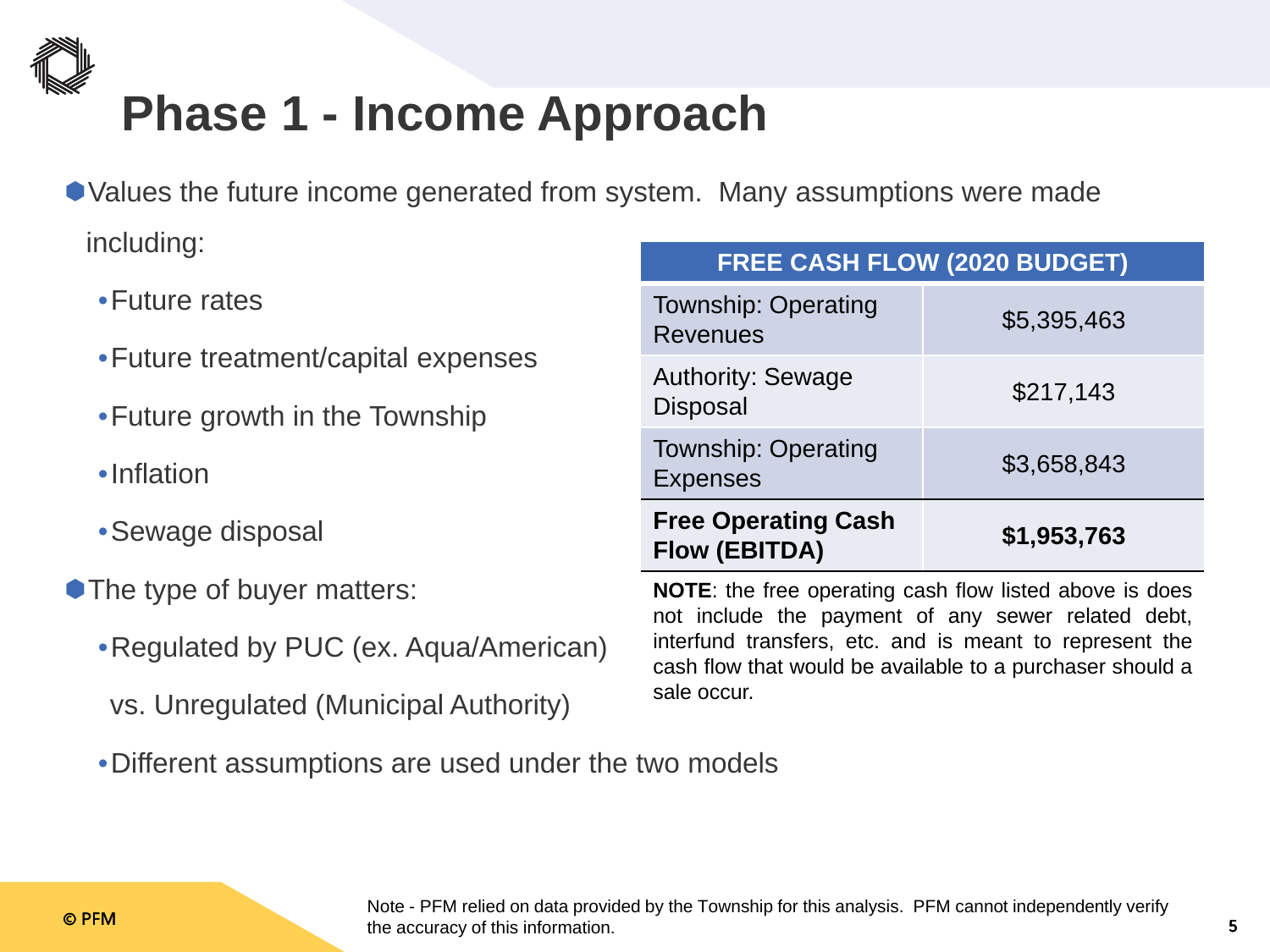# Phase 1 - Income Approach

- Values the future income generated from system. Many assumptions were made including:
  - Future rates
  - Future treatment/capital expenses
  - Future growth in the Township
  - Inflation
  - Sewage disposal
- The type of buyer matters:
  - Regulated by PUC (ex. Aqua/American) vs. Unregulated (Municipal Authority)
  - Different assumptions are used under the two models

| FREE CASH FLOW (2020 BUDGET) | |
|---|---|
| Township: Operating Revenues | $5,395,463 |
| Authority: Sewage Disposal | $217,143 |
| Township: Operating Expenses | $3,658,843 |
| **Free Operating Cash Flow (EBITDA)** | **$1,953,763** |

**NOTE**: the free operating cash flow listed above is does not include the payment of any sewer related debt, interfund transfers, etc. and is meant to represent the cash flow that would be available to a purchaser should a sale occur.

© PFM

Note - PFM relied on data provided by the Township for this analysis. PFM cannot independently verify the accuracy of this information.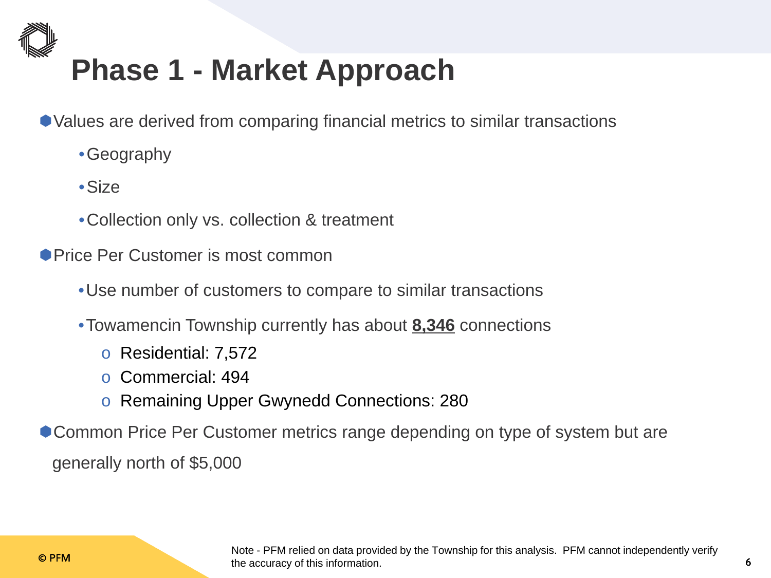# Phase 1 - Market Approach

- Values are derived from comparing financial metrics to similar transactions
  - Geography
  - Size
  - Collection only vs. collection & treatment
- Price Per Customer is most common
  - Use number of customers to compare to similar transactions
  - Towamencin Township currently has about **<u>8,346</u>** connections
    - Residential: 7,572
    - Commercial: 494
    - Remaining Upper Gwynedd Connections: 280
- Common Price Per Customer metrics range depending on type of system but are generally north of $5,000

© PFM

Note - PFM relied on data provided by the Township for this analysis. PFM cannot independently verify the accuracy of this information.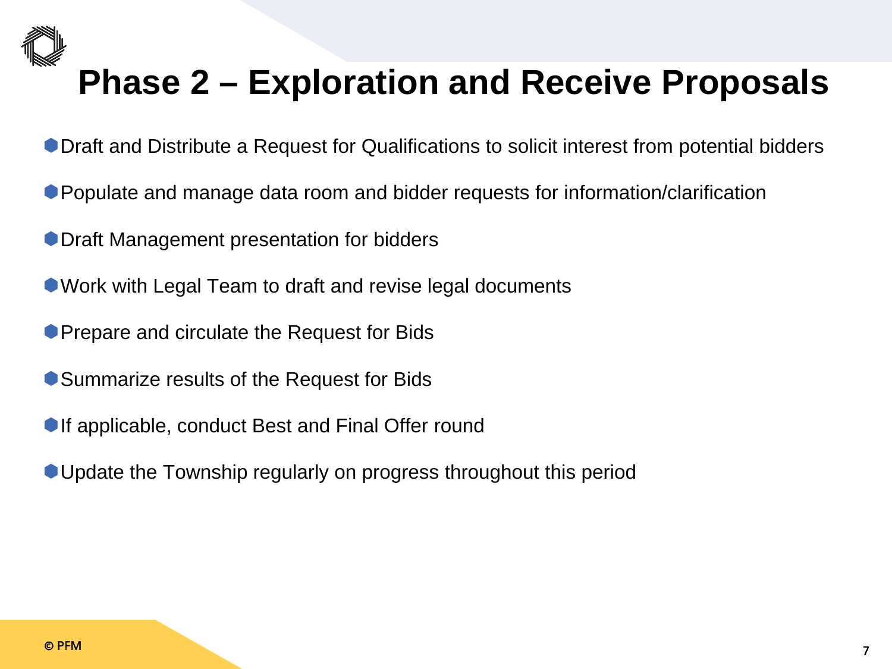# Phase 2 – Exploration and Receive Proposals

- Draft and Distribute a Request for Qualifications to solicit interest from potential bidders
- Populate and manage data room and bidder requests for information/clarification
- Draft Management presentation for bidders
- Work with Legal Team to draft and revise legal documents
- Prepare and circulate the Request for Bids
- Summarize results of the Request for Bids
- If applicable, conduct Best and Final Offer round
- Update the Township regularly on progress throughout this period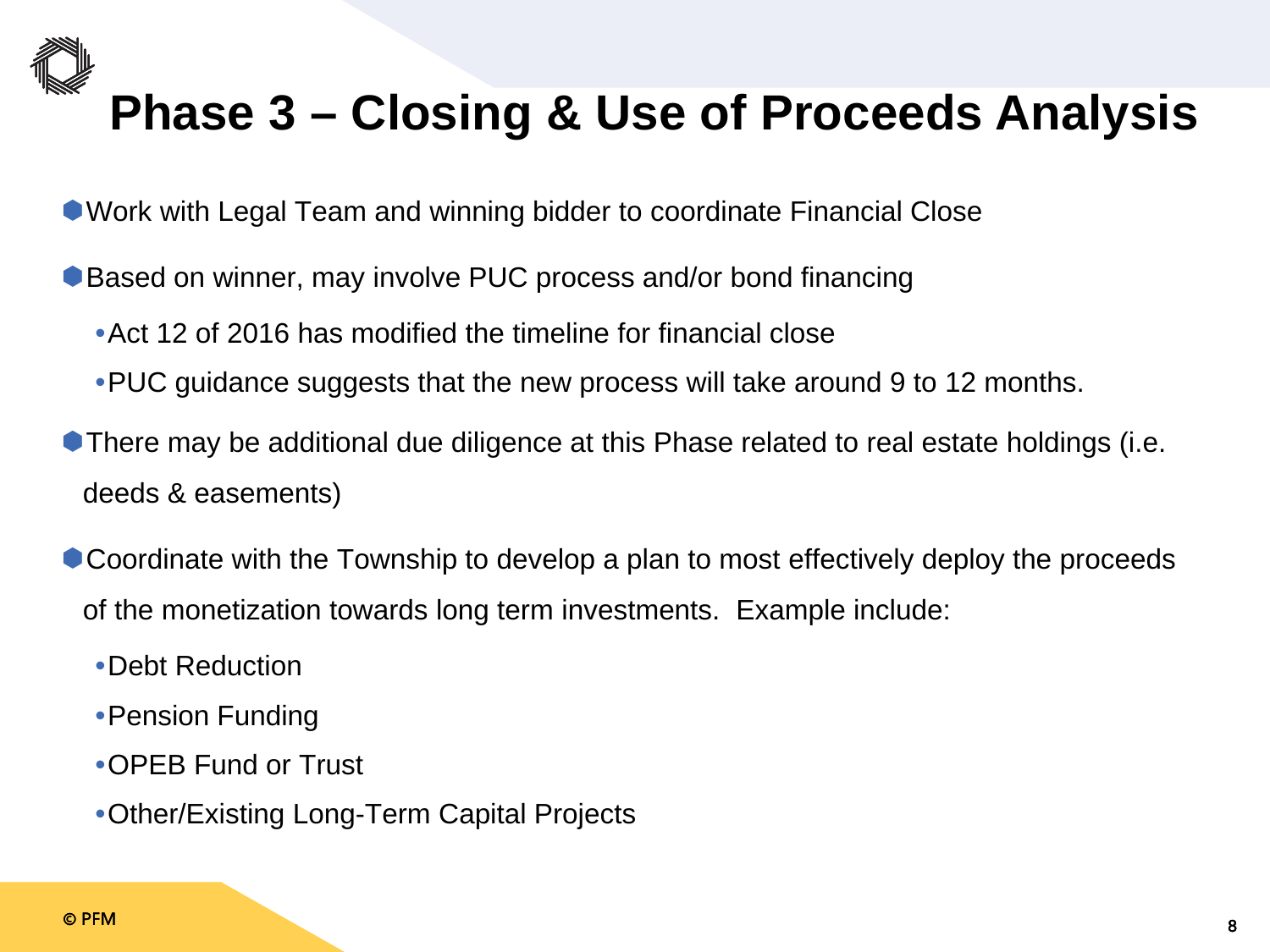# Phase 3 – Closing & Use of Proceeds Analysis

- Work with Legal Team and winning bidder to coordinate Financial Close
- Based on winner, may involve PUC process and/or bond financing
  - Act 12 of 2016 has modified the timeline for financial close
  - PUC guidance suggests that the new process will take around 9 to 12 months.
- There may be additional due diligence at this Phase related to real estate holdings (i.e. deeds & easements)
- Coordinate with the Township to develop a plan to most effectively deploy the proceeds of the monetization towards long term investments. Example include:
  - Debt Reduction
  - Pension Funding
  - OPEB Fund or Trust
  - Other/Existing Long-Term Capital Projects

© PFM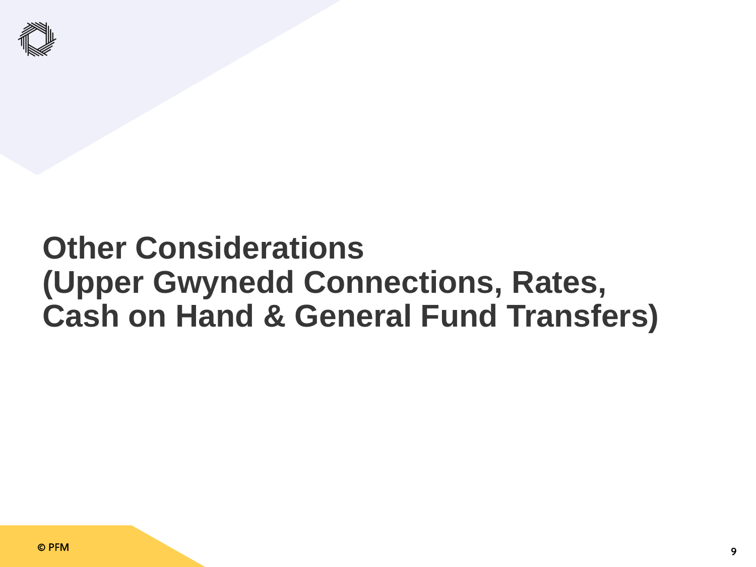# Other Considerations
# (Upper Gwynedd Connections, Rates, Cash on Hand & General Fund Transfers)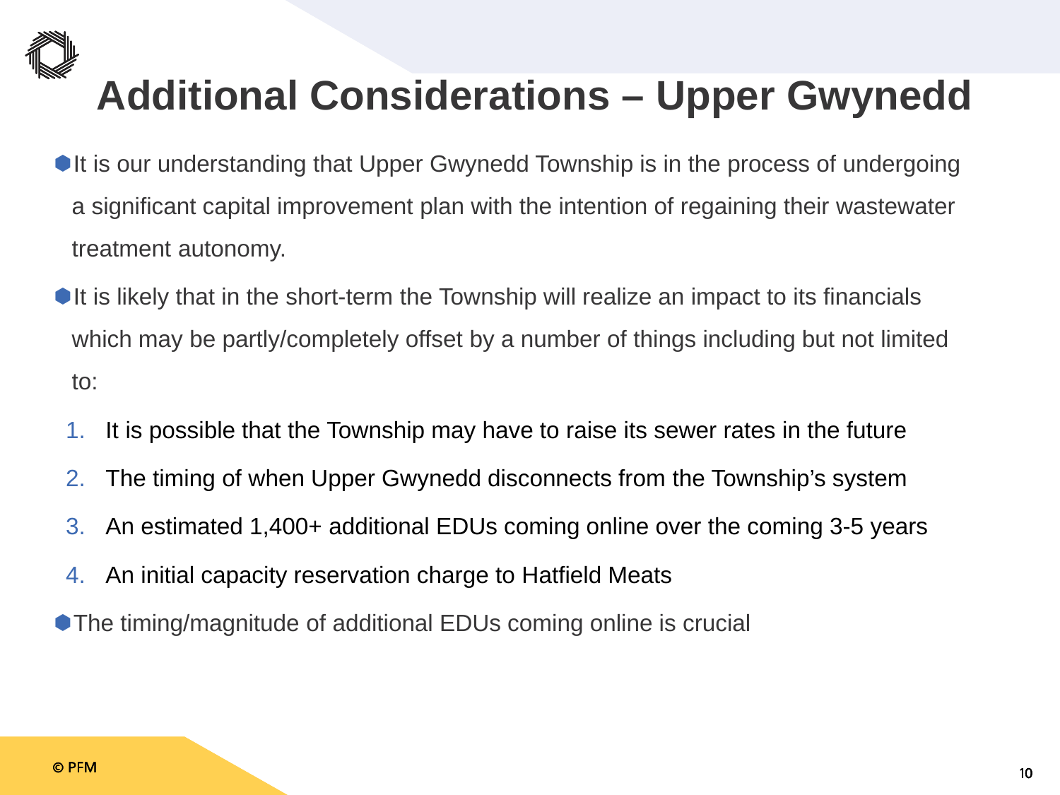# Additional Considerations – Upper Gwynedd

- It is our understanding that Upper Gwynedd Township is in the process of undergoing a significant capital improvement plan with the intention of regaining their wastewater treatment autonomy.
- It is likely that in the short-term the Township will realize an impact to its financials which may be partly/completely offset by a number of things including but not limited to:
  1. It is possible that the Township may have to raise its sewer rates in the future
  2. The timing of when Upper Gwynedd disconnects from the Township's system
  3. An estimated 1,400+ additional EDUs coming online over the coming 3-5 years
  4. An initial capacity reservation charge to Hatfield Meats
- The timing/magnitude of additional EDUs coming online is crucial

© PFM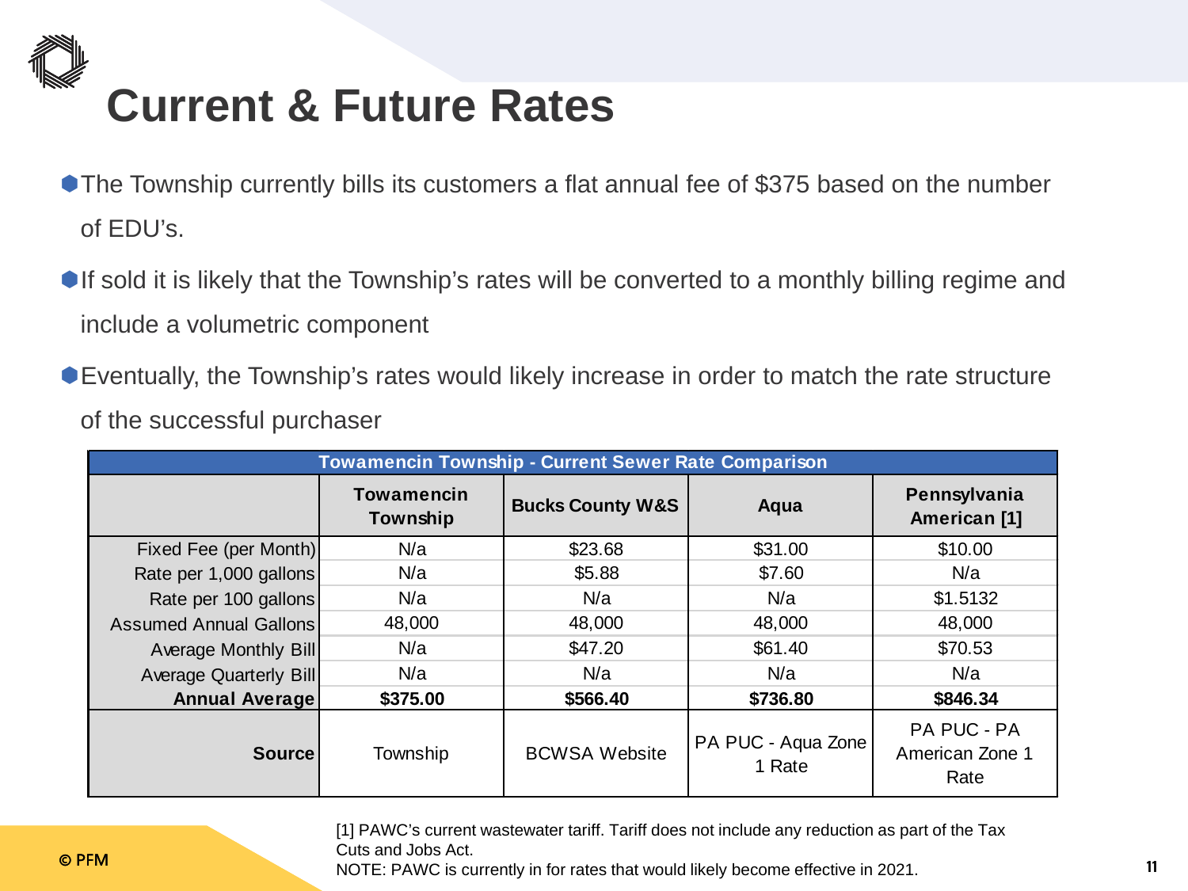# Current & Future Rates

- The Township currently bills its customers a flat annual fee of $375 based on the number of EDU's.
- If sold it is likely that the Township's rates will be converted to a monthly billing regime and include a volumetric component
- Eventually, the Township's rates would likely increase in order to match the rate structure of the successful purchaser

| Towamencin Township - Current Sewer Rate Comparison | | | | |
|---|---|---|---|---|
| | **Towamencin Township** | **Bucks County W&S** | **Aqua** | **Pennsylvania American [1]** |
| Fixed Fee (per Month) | N/a | $23.68 | $31.00 | $10.00 |
| Rate per 1,000 gallons | N/a | $5.88 | $7.60 | N/a |
| Rate per 100 gallons | N/a | N/a | N/a | $1.5132 |
| Assumed Annual Gallons | 48,000 | 48,000 | 48,000 | 48,000 |
| Average Monthly Bill | N/a | $47.20 | $61.40 | $70.53 |
| Average Quarterly Bill | N/a | N/a | N/a | N/a |
| **Annual Average** | **$375.00** | **$566.40** | **$736.80** | **$846.34** |
| **Source** | Township | BCWSA Website | PA PUC - Aqua Zone 1 Rate | PA PUC - PA American Zone 1 Rate |

[1] PAWC's current wastewater tariff. Tariff does not include any reduction as part of the Tax Cuts and Jobs Act.
NOTE: PAWC is currently in for rates that would likely become effective in 2021.

© PFM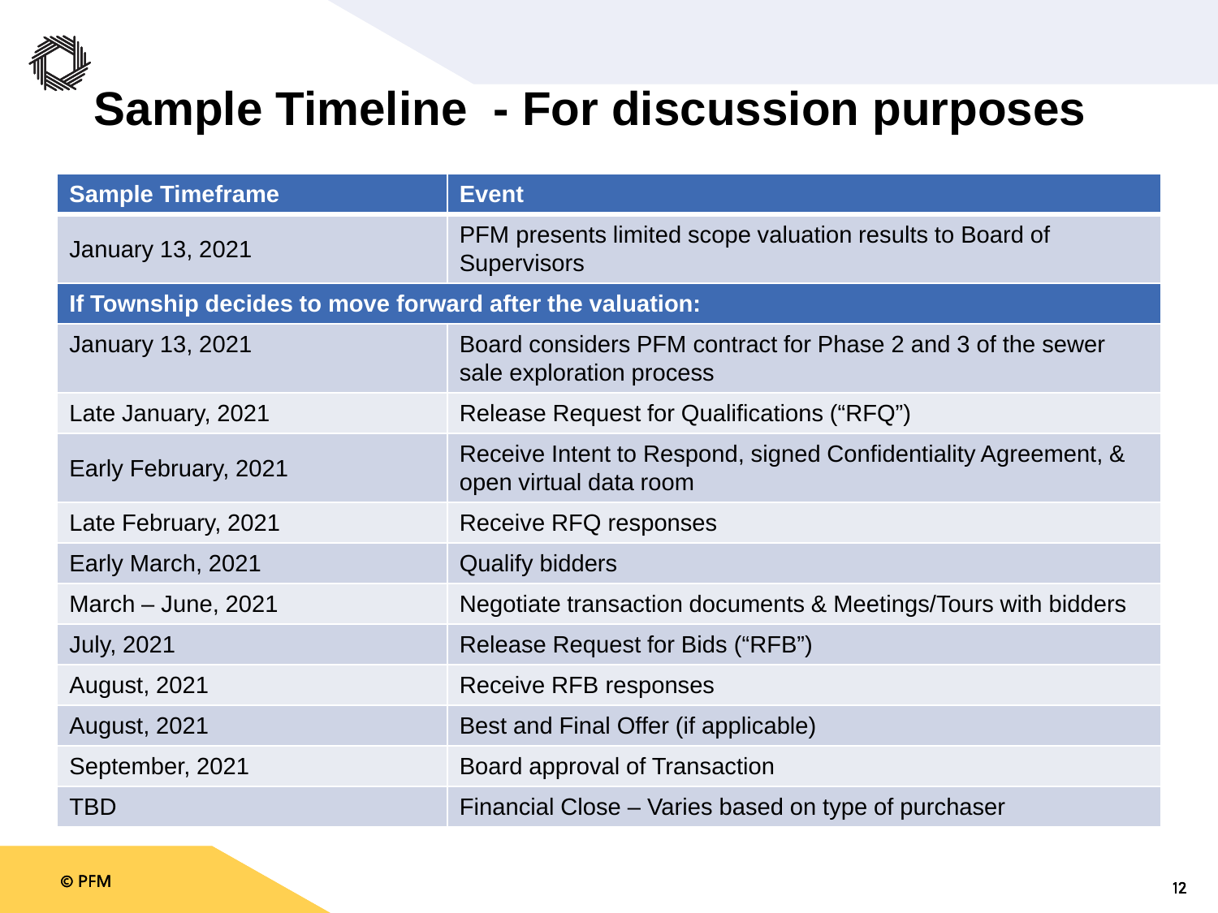# Sample Timeline - For discussion purposes

| Sample Timeframe | Event |
|---|---|
| January 13, 2021 | PFM presents limited scope valuation results to Board of Supervisors |
| **If Township decides to move forward after the valuation:** | |
| January 13, 2021 | Board considers PFM contract for Phase 2 and 3 of the sewer sale exploration process |
| Late January, 2021 | Release Request for Qualifications ("RFQ") |
| Early February, 2021 | Receive Intent to Respond, signed Confidentiality Agreement, & open virtual data room |
| Late February, 2021 | Receive RFQ responses |
| Early March, 2021 | Qualify bidders |
| March – June, 2021 | Negotiate transaction documents & Meetings/Tours with bidders |
| July, 2021 | Release Request for Bids ("RFB") |
| August, 2021 | Receive RFB responses |
| August, 2021 | Best and Final Offer (if applicable) |
| September, 2021 | Board approval of Transaction |
| TBD | Financial Close – Varies based on type of purchaser |

© PFM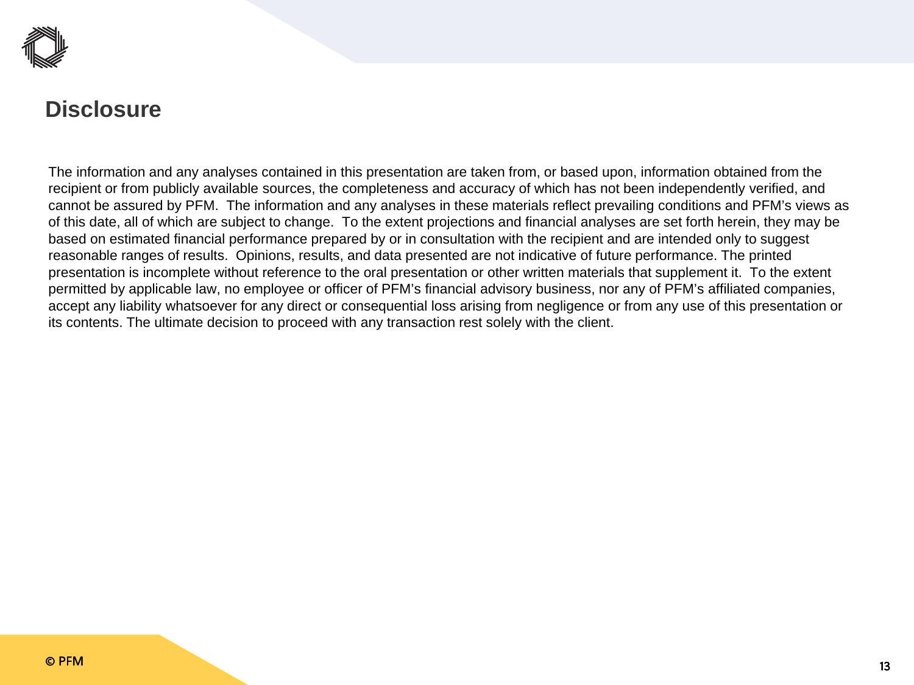## Disclosure

The information and any analyses contained in this presentation are taken from, or based upon, information obtained from the recipient or from publicly available sources, the completeness and accuracy of which has not been independently verified, and cannot be assured by PFM. The information and any analyses in these materials reflect prevailing conditions and PFM's views as of this date, all of which are subject to change. To the extent projections and financial analyses are set forth herein, they may be based on estimated financial performance prepared by or in consultation with the recipient and are intended only to suggest reasonable ranges of results. Opinions, results, and data presented are not indicative of future performance. The printed presentation is incomplete without reference to the oral presentation or other written materials that supplement it. To the extent permitted by applicable law, no employee or officer of PFM's financial advisory business, nor any of PFM's affiliated companies, accept any liability whatsoever for any direct or consequential loss arising from negligence or from any use of this presentation or its contents. The ultimate decision to proceed with any transaction rest solely with the client.